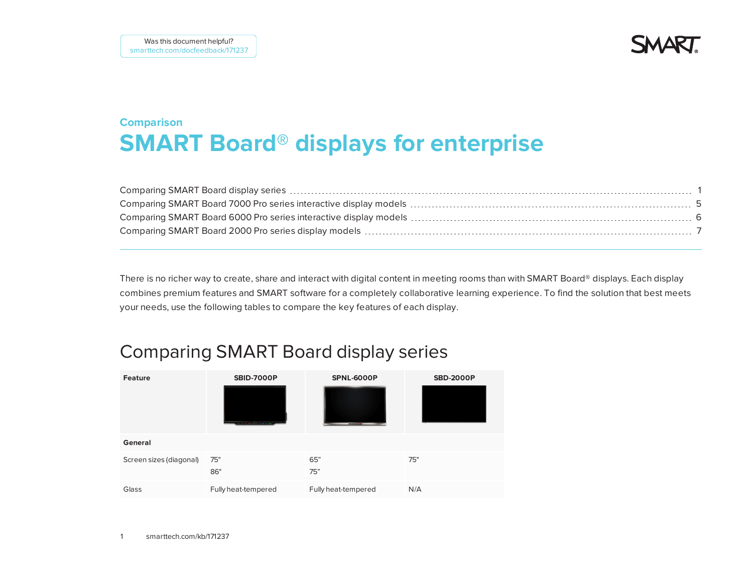Was this document helpful?
smarttech.com/docfeedback/171237

**Comparison**

# SMART Board® displays for enterprise

Comparing SMART Board display series ........ 1
Comparing SMART Board 7000 Pro series interactive display models ........ 5
Comparing SMART Board 6000 Pro series interactive display models ........ 6
Comparing SMART Board 2000 Pro series display models ........ 7

There is no richer way to create, share and interact with digital content in meeting rooms than with SMART Board® displays. Each display combines premium features and SMART software for a completely collaborative learning experience. To find the solution that best meets your needs, use the following tables to compare the key features of each display.

## Comparing SMART Board display series

| Feature | SBID-7000P | SPNL-6000P | SBD-2000P |
|---|---|---|---|
| **General** | | | |
| Screen sizes (diagonal) | 75"<br>86" | 65”<br>75” | 75" |
| Glass | Fully heat-tempered | Fully heat-tempered | N/A |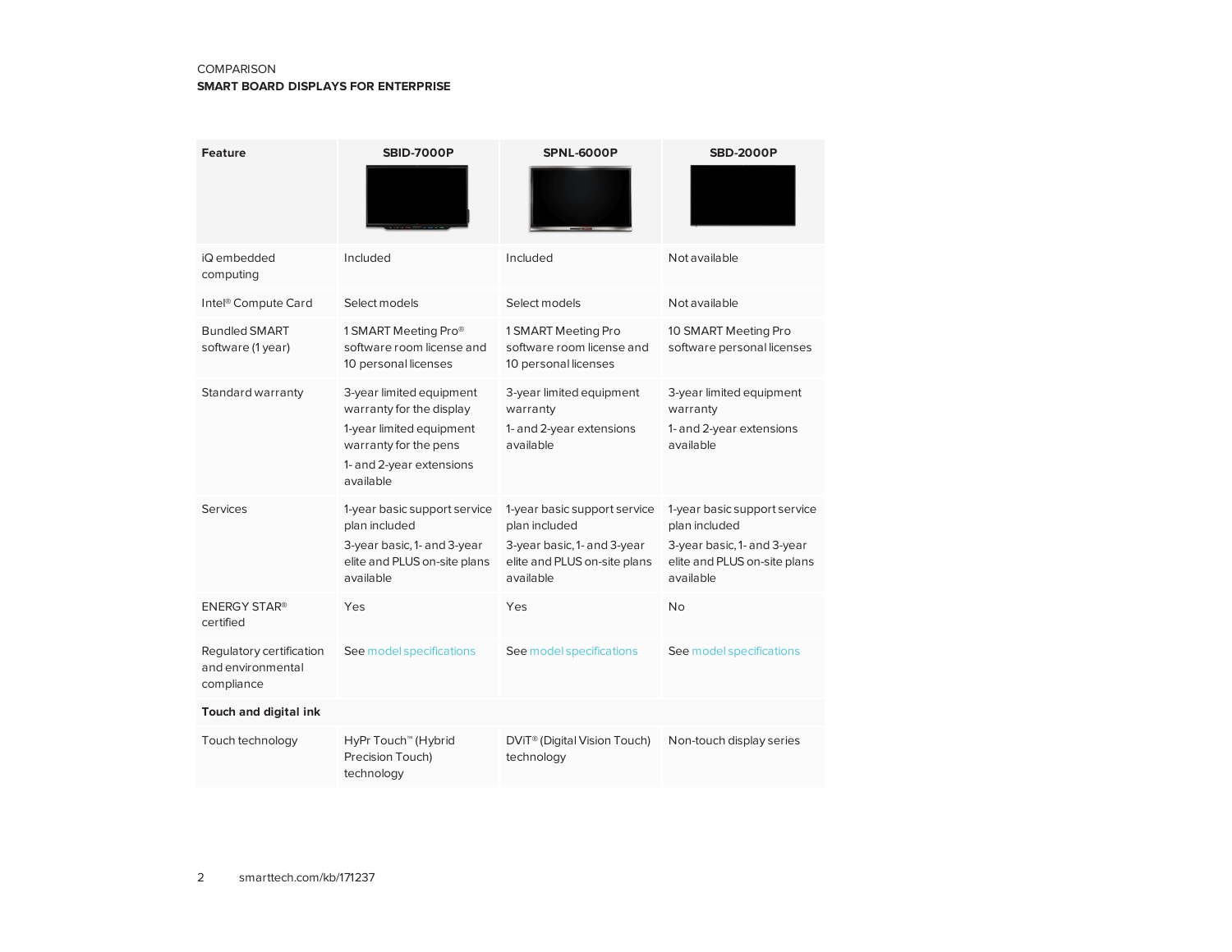COMPARISON

**SMART BOARD DISPLAYS FOR ENTERPRISE**

| Feature | SBID-7000P | SPNL-6000P | SBD-2000P |
|---|---|---|---|
| iQ embedded computing | Included | Included | Not available |
| Intel® Compute Card | Select models | Select models | Not available |
| Bundled SMART software (1 year) | 1 SMART Meeting Pro® software room license and 10 personal licenses | 1 SMART Meeting Pro software room license and 10 personal licenses | 10 SMART Meeting Pro software personal licenses |
| Standard warranty | 3-year limited equipment warranty for the display<br>1-year limited equipment warranty for the pens<br>1- and 2-year extensions available | 3-year limited equipment warranty<br>1- and 2-year extensions available | 3-year limited equipment warranty<br>1- and 2-year extensions available |
| Services | 1-year basic support service plan included<br>3-year basic, 1- and 3-year elite and PLUS on-site plans available | 1-year basic support service plan included<br>3-year basic, 1- and 3-year elite and PLUS on-site plans available | 1-year basic support service plan included<br>3-year basic, 1- and 3-year elite and PLUS on-site plans available |
| ENERGY STAR® certified | Yes | Yes | No |
| Regulatory certification and environmental compliance | See model specifications | See model specifications | See model specifications |
| **Touch and digital ink** | | | |
| Touch technology | HyPr Touch™ (Hybrid Precision Touch) technology | DViT® (Digital Vision Touch) technology | Non-touch display series |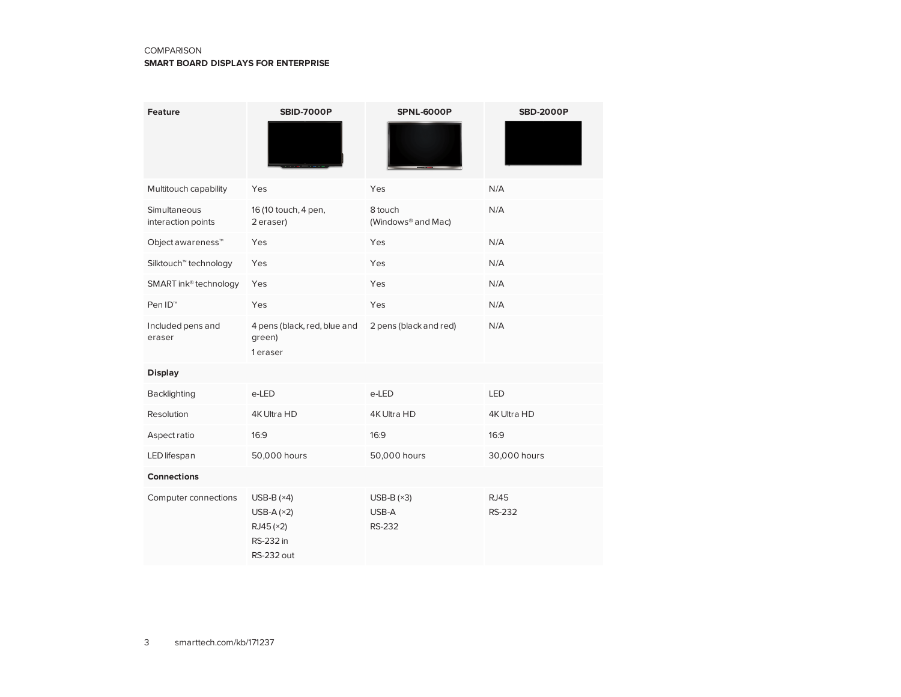COMPARISON

**SMART BOARD DISPLAYS FOR ENTERPRISE**

| Feature | SBID-7000P | SPNL-6000P | SBD-2000P |
|---|---|---|---|
| Multitouch capability | Yes | Yes | N/A |
| Simultaneous interaction points | 16 (10 touch, 4 pen, 2 eraser) | 8 touch (Windows® and Mac) | N/A |
| Object awareness™ | Yes | Yes | N/A |
| Silktouch™ technology | Yes | Yes | N/A |
| SMART ink® technology | Yes | Yes | N/A |
| Pen ID™ | Yes | Yes | N/A |
| Included pens and eraser | 4 pens (black, red, blue and green)<br>1 eraser | 2 pens (black and red) | N/A |
| **Display** | | | |
| Backlighting | e-LED | e-LED | LED |
| Resolution | 4K Ultra HD | 4K Ultra HD | 4K Ultra HD |
| Aspect ratio | 16:9 | 16:9 | 16:9 |
| LED lifespan | 50,000 hours | 50,000 hours | 30,000 hours |
| **Connections** | | | |
| Computer connections | USB-B (×4)<br>USB-A (×2)<br>RJ45 (×2)<br>RS-232 in<br>RS-232 out | USB-B (×3)<br>USB-A<br>RS-232 | RJ45<br>RS-232 |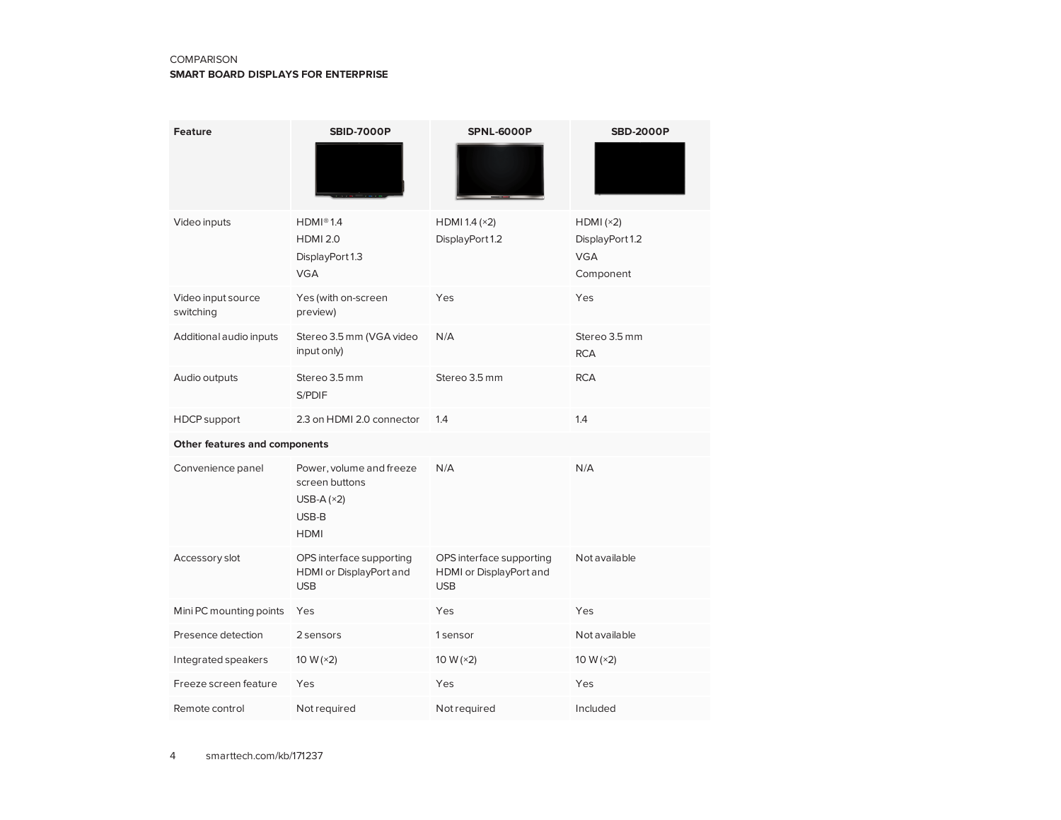COMPARISON
**SMART BOARD DISPLAYS FOR ENTERPRISE**

| Feature | SBID-7000P | SPNL-6000P | SBD-2000P |
|---|---|---|---|
| Video inputs | HDMI® 1.4<br>HDMI 2.0<br>DisplayPort 1.3<br>VGA | HDMI 1.4 (×2)<br>DisplayPort 1.2 | HDMI (×2)<br>DisplayPort 1.2<br>VGA<br>Component |
| Video input source switching | Yes (with on-screen preview) | Yes | Yes |
| Additional audio inputs | Stereo 3.5 mm (VGA video input only) | N/A | Stereo 3.5 mm<br>RCA |
| Audio outputs | Stereo 3.5 mm<br>S/PDIF | Stereo 3.5 mm | RCA |
| HDCP support | 2.3 on HDMI 2.0 connector | 1.4 | 1.4 |
| **Other features and components** | | | |
| Convenience panel | Power, volume and freeze screen buttons<br>USB-A (×2)<br>USB-B<br>HDMI | N/A | N/A |
| Accessory slot | OPS interface supporting HDMI or DisplayPort and USB | OPS interface supporting HDMI or DisplayPort and USB | Not available |
| Mini PC mounting points | Yes | Yes | Yes |
| Presence detection | 2 sensors | 1 sensor | Not available |
| Integrated speakers | 10 W (×2) | 10 W (×2) | 10 W (×2) |
| Freeze screen feature | Yes | Yes | Yes |
| Remote control | Not required | Not required | Included |

smarttech.com/kb/171237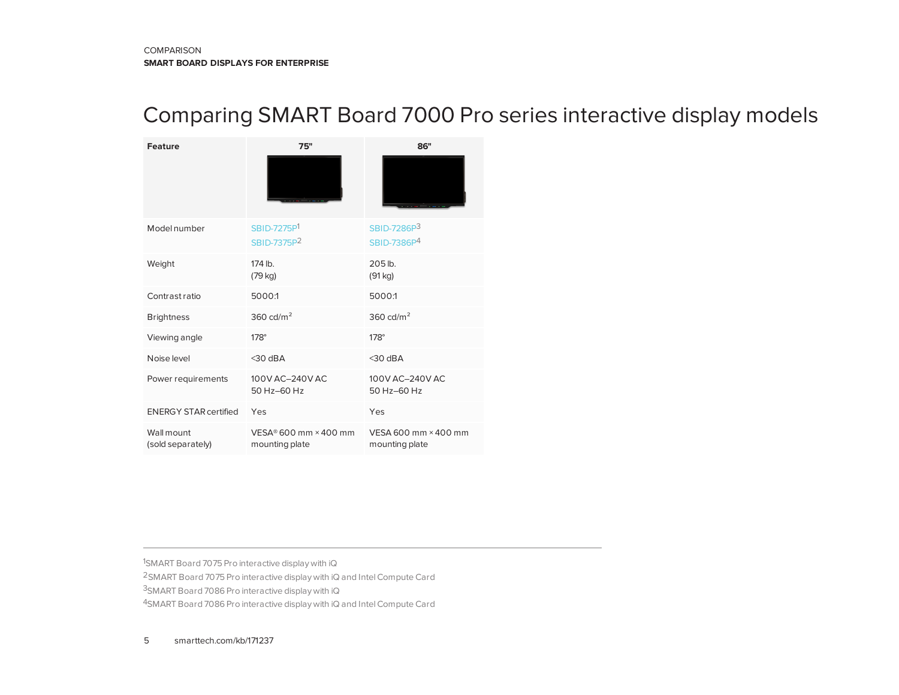COMPARISON
**SMART BOARD DISPLAYS FOR ENTERPRISE**

# Comparing SMART Board 7000 Pro series interactive display models

| Feature | 75" | 86" |
|---|---|---|
| Model number | SBID-7275P[1]<br>SBID-7375P[2] | SBID-7286P[3]<br>SBID-7386P[4] |
| Weight | 174 lb.<br>(79 kg) | 205 lb.<br>(91 kg) |
| Contrast ratio | 5000:1 | 5000:1 |
| Brightness | 360 cd/m$^2$ | 360 cd/m$^2$ |
| Viewing angle | 178° | 178° |
| Noise level | <30 dBA | <30 dBA |
| Power requirements | 100V AC–240V AC<br>50 Hz–60 Hz | 100V AC–240V AC<br>50 Hz–60 Hz |
| ENERGY STAR certified | Yes | Yes |
| Wall mount<br>(sold separately) | VESA® 600 mm × 400 mm mounting plate | VESA 600 mm × 400 mm mounting plate |

---

[1] SMART Board 7075 Pro interactive display with iQ
[2] SMART Board 7075 Pro interactive display with iQ and Intel Compute Card
[3] SMART Board 7086 Pro interactive display with iQ
[4] SMART Board 7086 Pro interactive display with iQ and Intel Compute Card

smarttech.com/kb/171237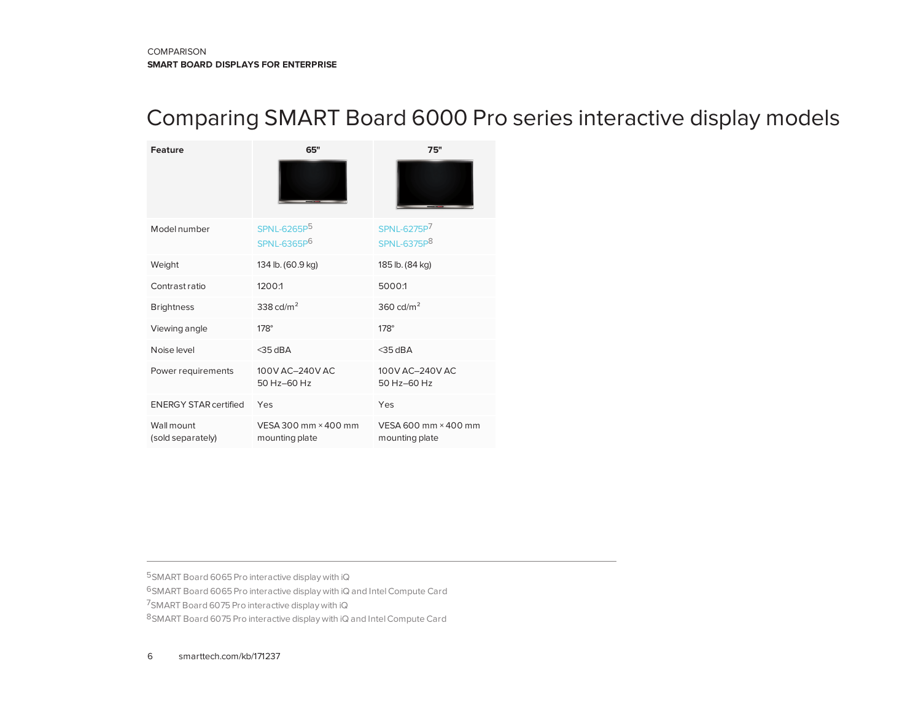COMPARISON
**SMART BOARD DISPLAYS FOR ENTERPRISE**

# Comparing SMART Board 6000 Pro series interactive display models

| Feature | 65" | 75" |
|---|---|---|
| Model number | SPNL-6265P[5]<br>SPNL-6365P[6] | SPNL-6275P[7]<br>SPNL-6375P[8] |
| Weight | 134 lb. (60.9 kg) | 185 lb. (84 kg) |
| Contrast ratio | 1200:1 | 5000:1 |
| Brightness | 338 cd/m² | 360 cd/m² |
| Viewing angle | 178° | 178° |
| Noise level | <35 dBA | <35 dBA |
| Power requirements | 100V AC–240V AC<br>50 Hz–60 Hz | 100V AC–240V AC<br>50 Hz–60 Hz |
| ENERGY STAR certified | Yes | Yes |
| Wall mount (sold separately) | VESA 300 mm × 400 mm mounting plate | VESA 600 mm × 400 mm mounting plate |

[5] SMART Board 6065 Pro interactive display with iQ
[6] SMART Board 6065 Pro interactive display with iQ and Intel Compute Card
[7] SMART Board 6075 Pro interactive display with iQ
[8] SMART Board 6075 Pro interactive display with iQ and Intel Compute Card

smarttech.com/kb/171237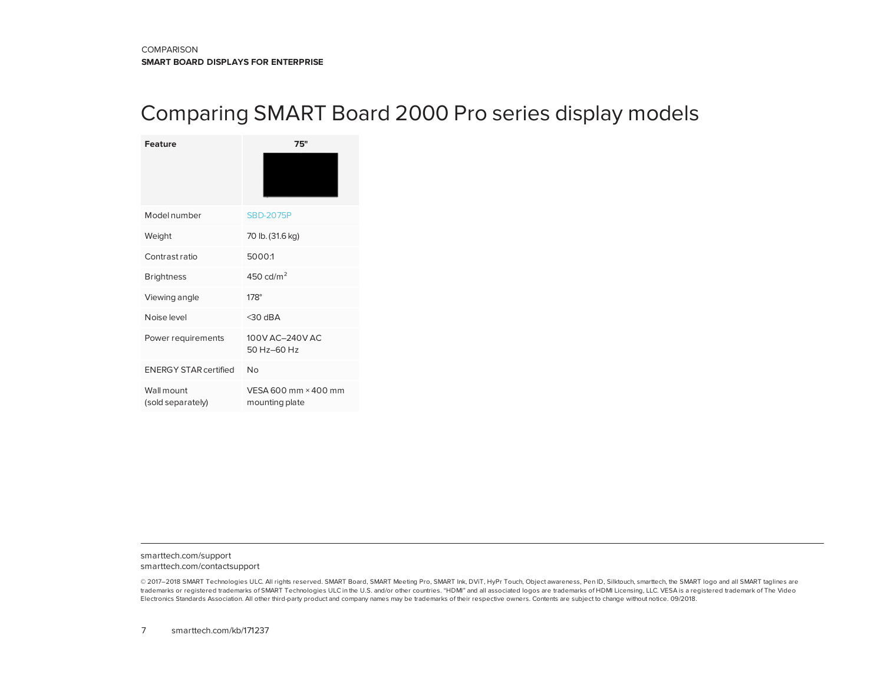# Comparing SMART Board 2000 Pro series display models

| Feature | 75" |
|---|---|
| Model number | SBD-2075P |
| Weight | 70 lb. (31.6 kg) |
| Contrast ratio | 5000:1 |
| Brightness | 450 cd/m² |
| Viewing angle | 178° |
| Noise level | <30 dBA |
| Power requirements | 100V AC–240V AC<br>50 Hz–60 Hz |
| ENERGY STAR certified | No |
| Wall mount<br>(sold separately) | VESA 600 mm × 400 mm mounting plate |

smarttech.com/support
smarttech.com/contactsupport

© 2017–2018 SMART Technologies ULC. All rights reserved. SMART Board, SMART Meeting Pro, SMART Ink, DViT, HyPr Touch, Object awareness, Pen ID, Silktouch, smarttech, the SMART logo and all SMART taglines are trademarks or registered trademarks of SMART Technologies ULC in the U.S. and/or other countries. "HDMI" and all associated logos are trademarks of HDMI Licensing, LLC. VESA is a registered trademark of The Video Electronics Standards Association. All other third-party product and company names may be trademarks of their respective owners. Contents are subject to change without notice. 09/2018.